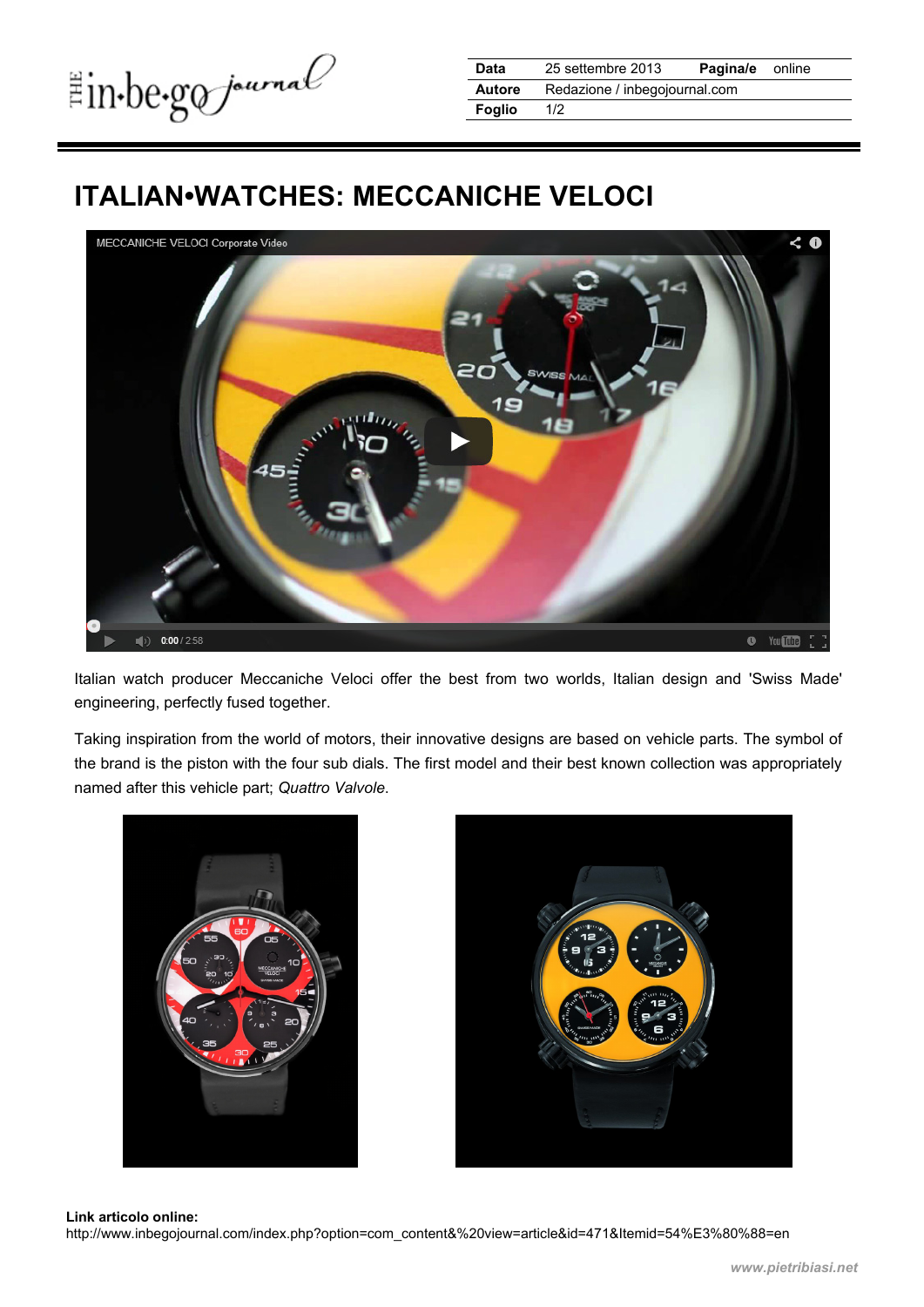| Data | 25 settembre 2013 | Pagina/e | online |
| --- | --- | --- | --- |
| Autore | Redazione / inbegojournal.com | | |
| Foglio | 1/2 | | |

# ITALIAN•WATCHES: MECCANICHE VELOCI

Italian watch producer Meccaniche Veloci offer the best from two worlds, Italian design and 'Swiss Made' engineering, perfectly fused together.

Taking inspiration from the world of motors, their innovative designs are based on vehicle parts. The symbol of the brand is the piston with the four sub dials. The first model and their best known collection was appropriately named after this vehicle part; *Quattro Valvole*.

**Link articolo online:**
http://www.inbegojournal.com/index.php?option=com_content&%20view=article&id=471&Itemid=54%E3%80%88=en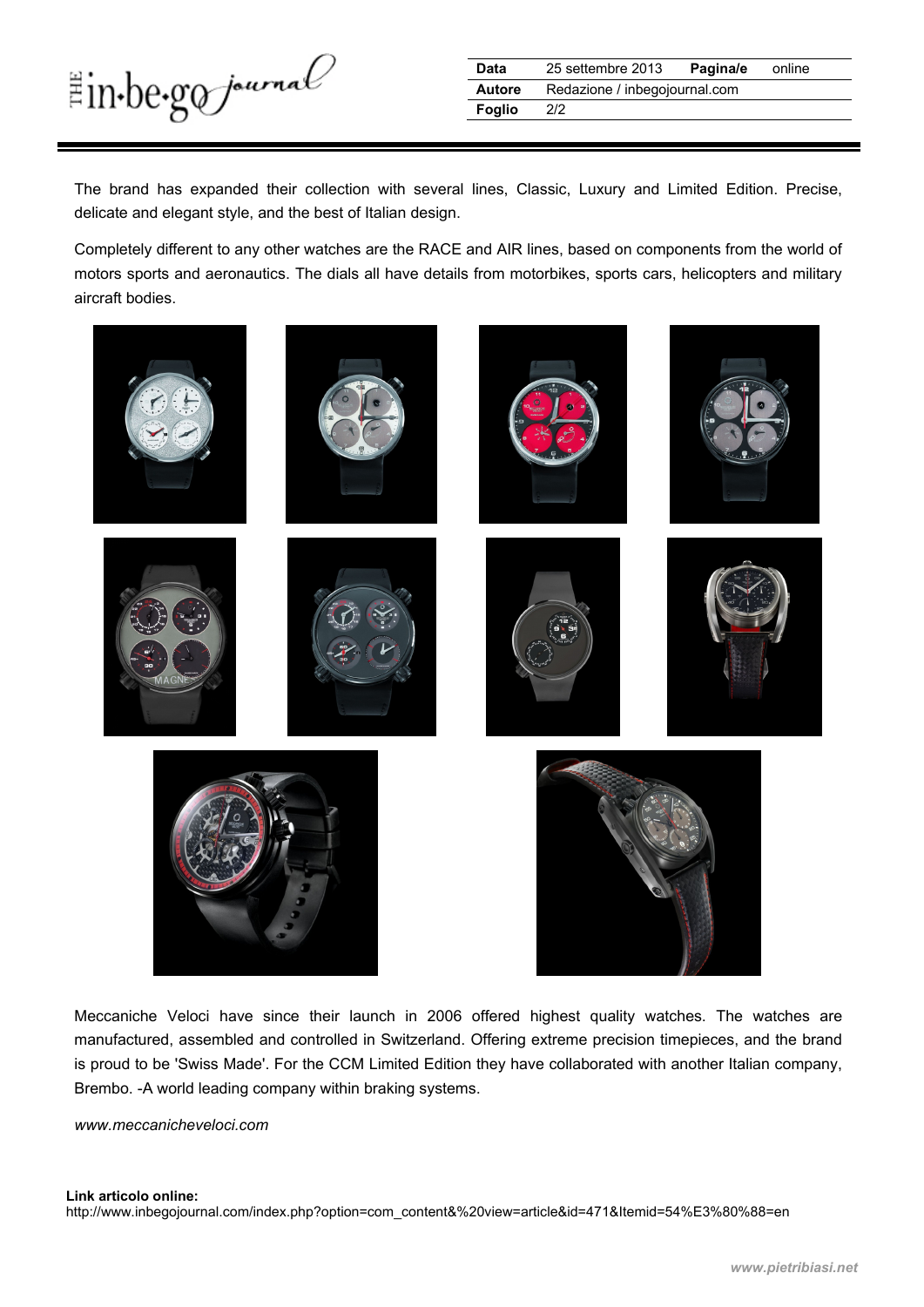The brand has expanded their collection with several lines, Classic, Luxury and Limited Edition. Precise, delicate and elegant style, and the best of Italian design.

Completely different to any other watches are the RACE and AIR lines, based on components from the world of motors sports and aeronautics. The dials all have details from motorbikes, sports cars, helicopters and military aircraft bodies.

Meccaniche Veloci have since their launch in 2006 offered highest quality watches. The watches are manufactured, assembled and controlled in Switzerland. Offering extreme precision timepieces, and the brand is proud to be 'Swiss Made'. For the CCM Limited Edition they have collaborated with another Italian company, Brembo. -A world leading company within braking systems.

*www.meccanicheveloci.com*

**Link articolo online:**
http://www.inbegojournal.com/index.php?option=com_content&%20view=article&id=471&Itemid=54%E3%80%88=en